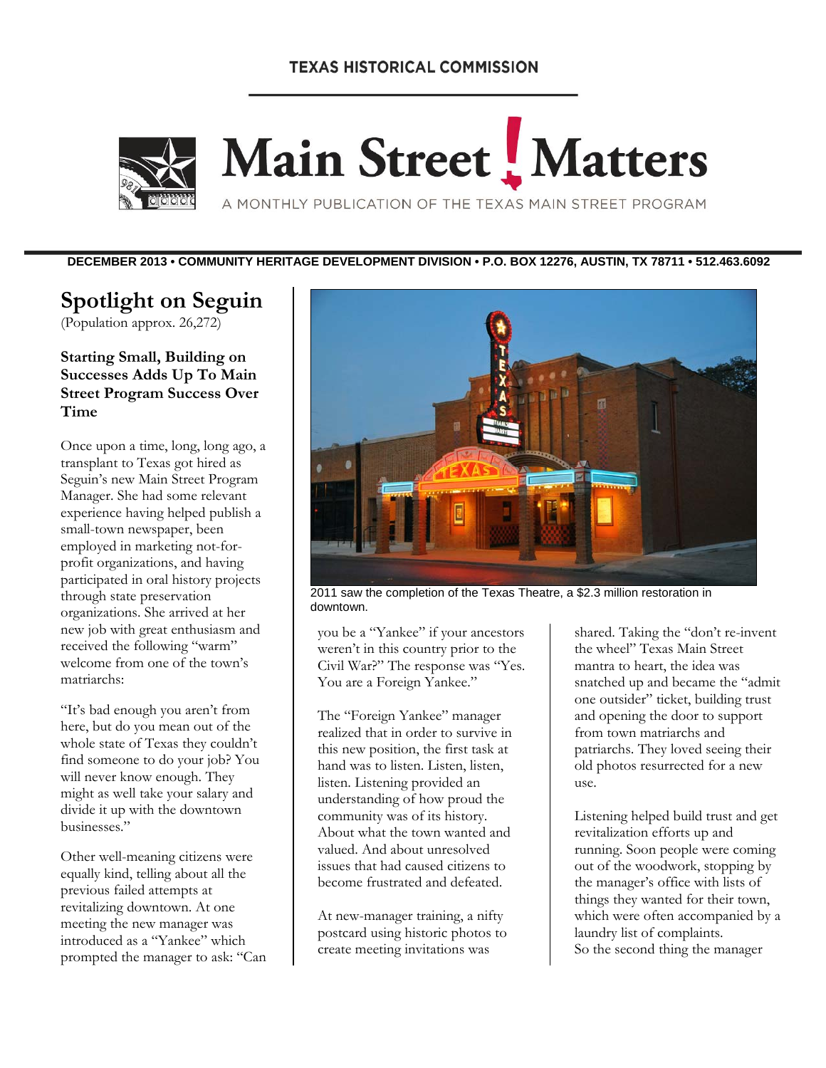TEXAS HISTORICAL COMMISSION

# Main Street Matters

A MONTHLY PUBLICATION OF THE TEXAS MAIN STREET PROGRAM

**DECEMBER 2013 • COMMUNITY HERITAGE DEVELOPMENT DIVISION • P.O. BOX 12276, AUSTIN, TX 78711 • 512.463.6092**

## Spotlight on Seguin

(Population approx. 26,272)

### Starting Small, Building on Successes Adds Up To Main Street Program Success Over Time

Once upon a time, long, long ago, a transplant to Texas got hired as Seguin's new Main Street Program Manager. She had some relevant experience having helped publish a small-town newspaper, been employed in marketing not-for-profit organizations, and having participated in oral history projects through state preservation organizations. She arrived at her new job with great enthusiasm and received the following "warm" welcome from one of the town's matriarchs:

"It's bad enough you aren't from here, but do you mean out of the whole state of Texas they couldn't find someone to do your job? You will never know enough. They might as well take your salary and divide it up with the downtown businesses."

Other well-meaning citizens were equally kind, telling about all the previous failed attempts at revitalizing downtown. At one meeting the new manager was introduced as a "Yankee" which prompted the manager to ask: "Can you be a "Yankee" if your ancestors weren't in this country prior to the Civil War?" The response was "Yes. You are a Foreign Yankee."

2011 saw the completion of the Texas Theatre, a $2.3 million restoration in downtown.

The "Foreign Yankee" manager realized that in order to survive in this new position, the first task at hand was to listen. Listen, listen, listen. Listening provided an understanding of how proud the community was of its history. About what the town wanted and valued. And about unresolved issues that had caused citizens to become frustrated and defeated.

At new-manager training, a nifty postcard using historic photos to create meeting invitations was shared. Taking the "don't re-invent the wheel" Texas Main Street mantra to heart, the idea was snatched up and became the "admit one outsider" ticket, building trust and opening the door to support from town matriarchs and patriarchs. They loved seeing their old photos resurrected for a new use.

Listening helped build trust and get revitalization efforts up and running. Soon people were coming out of the woodwork, stopping by the manager's office with lists of things they wanted for their town, which were often accompanied by a laundry list of complaints.

So the second thing the manager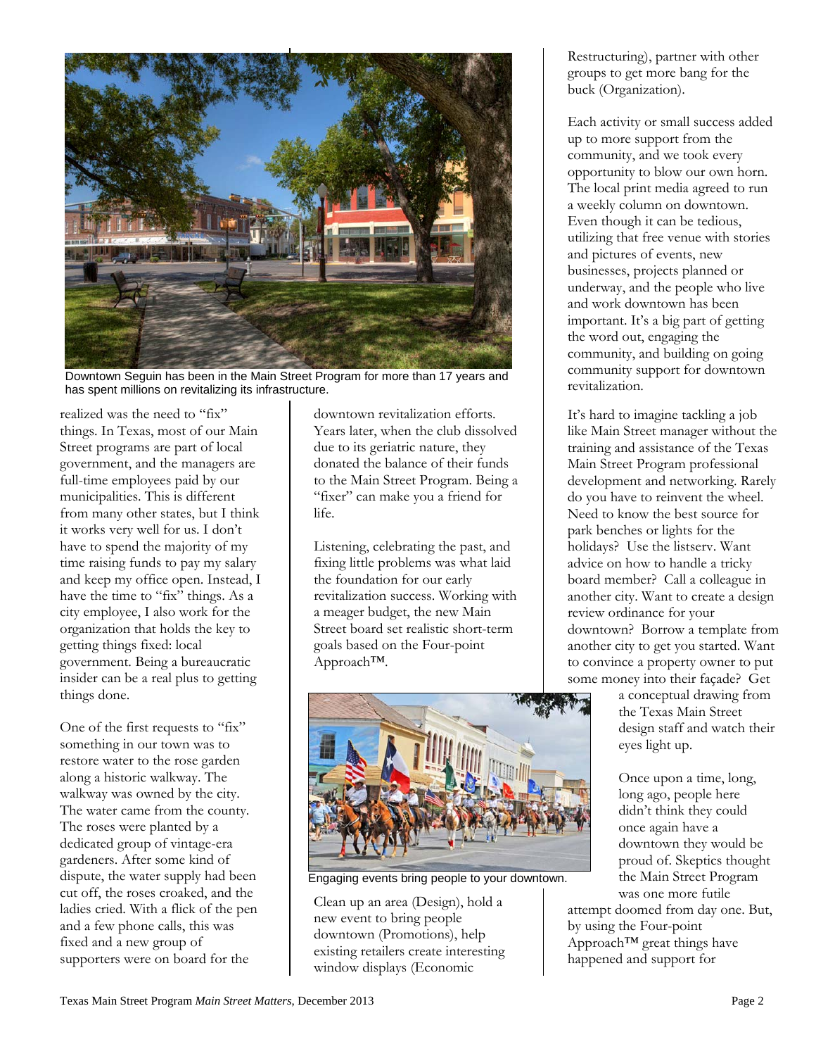Downtown Seguin has been in the Main Street Program for more than 17 years and has spent millions on revitalizing its infrastructure.

realized was the need to "fix" things. In Texas, most of our Main Street programs are part of local government, and the managers are full-time employees paid by our municipalities. This is different from many other states, but I think it works very well for us. I don't have to spend the majority of my time raising funds to pay my salary and keep my office open. Instead, I have the time to "fix" things. As a city employee, I also work for the organization that holds the key to getting things fixed: local government. Being a bureaucratic insider can be a real plus to getting things done.

One of the first requests to "fix" something in our town was to restore water to the rose garden along a historic walkway. The walkway was owned by the city. The water came from the county. The roses were planted by a dedicated group of vintage-era gardeners. After some kind of dispute, the water supply had been cut off, the roses croaked, and the ladies cried. With a flick of the pen and a few phone calls, this was fixed and a new group of supporters were on board for the downtown revitalization efforts. Years later, when the club dissolved due to its geriatric nature, they donated the balance of their funds to the Main Street Program. Being a "fixer" can make you a friend for life.

Listening, celebrating the past, and fixing little problems was what laid the foundation for our early revitalization success. Working with a meager budget, the new Main Street board set realistic short-term goals based on the Four-point Approach™.

Engaging events bring people to your downtown.

Clean up an area (Design), hold a new event to bring people downtown (Promotions), help existing retailers create interesting window displays (Economic Restructuring), partner with other groups to get more bang for the buck (Organization).

Each activity or small success added up to more support from the community, and we took every opportunity to blow our own horn. The local print media agreed to run a weekly column on downtown. Even though it can be tedious, utilizing that free venue with stories and pictures of events, new businesses, projects planned or underway, and the people who live and work downtown has been important. It's a big part of getting the word out, engaging the community, and building on going community support for downtown revitalization.

It's hard to imagine tackling a job like Main Street manager without the training and assistance of the Texas Main Street Program professional development and networking. Rarely do you have to reinvent the wheel. Need to know the best source for park benches or lights for the holidays? Use the listserv. Want advice on how to handle a tricky board member? Call a colleague in another city. Want to create a design review ordinance for your downtown? Borrow a template from another city to get you started. Want to convince a property owner to put some money into their façade? Get a conceptual drawing from the Texas Main Street design staff and watch their eyes light up.

Once upon a time, long, long ago, people here didn't think they could once again have a downtown they would be proud of. Skeptics thought the Main Street Program was one more futile attempt doomed from day one. But, by using the Four-point Approach™ great things have happened and support for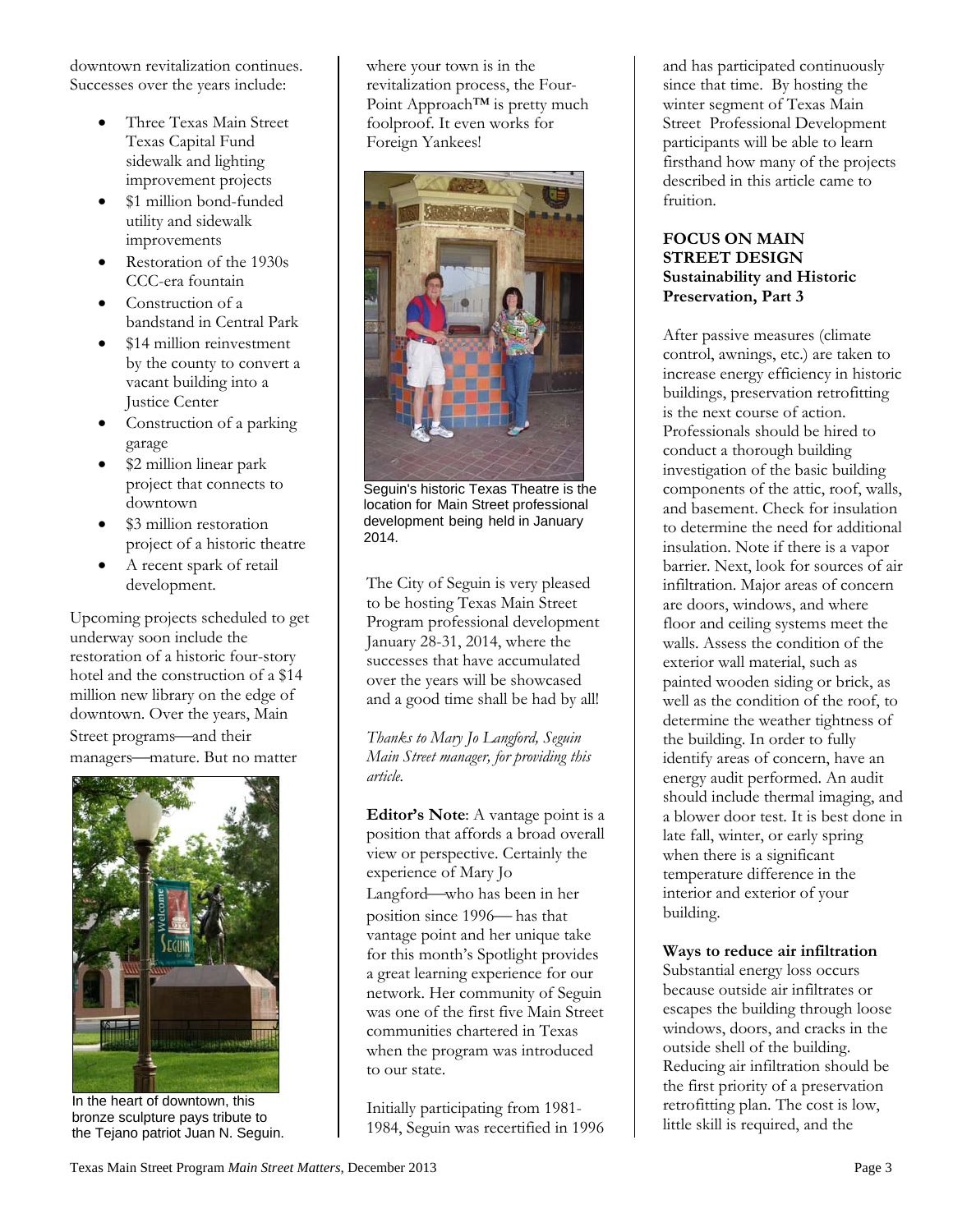downtown revitalization continues. Successes over the years include:

- Three Texas Main Street Texas Capital Fund sidewalk and lighting improvement projects
- $1 million bond-funded utility and sidewalk improvements
- Restoration of the 1930s CCC-era fountain
- Construction of a bandstand in Central Park
- $14 million reinvestment by the county to convert a vacant building into a Justice Center
- Construction of a parking garage
- $2 million linear park project that connects to downtown
- $3 million restoration project of a historic theatre
- A recent spark of retail development.

Upcoming projects scheduled to get underway soon include the restoration of a historic four-story hotel and the construction of a $14 million new library on the edge of downtown. Over the years, Main Street programs—and their managers—mature. But no matter where your town is in the revitalization process, the Four-Point Approach™ is pretty much foolproof. It even works for Foreign Yankees!

In the heart of downtown, this bronze sculpture pays tribute to the Tejano patriot Juan N. Seguin.

Seguin's historic Texas Theatre is the location for Main Street professional development being held in January 2014.

The City of Seguin is very pleased to be hosting Texas Main Street Program professional development January 28-31, 2014, where the successes that have accumulated over the years will be showcased and a good time shall be had by all!

*Thanks to Mary Jo Langford, Seguin Main Street manager, for providing this article.*

**Editor's Note**: A vantage point is a position that affords a broad overall view or perspective. Certainly the experience of Mary Jo Langford—who has been in her position since 1996— has that vantage point and her unique take for this month's Spotlight provides a great learning experience for our network. Her community of Seguin was one of the first five Main Street communities chartered in Texas when the program was introduced to our state.

Initially participating from 1981-1984, Seguin was recertified in 1996 and has participated continuously since that time. By hosting the winter segment of Texas Main Street Professional Development participants will be able to learn firsthand how many of the projects described in this article came to fruition.

## FOCUS ON MAIN STREET DESIGN
### Sustainability and Historic Preservation, Part 3

After passive measures (climate control, awnings, etc.) are taken to increase energy efficiency in historic buildings, preservation retrofitting is the next course of action. Professionals should be hired to conduct a thorough building investigation of the basic building components of the attic, roof, walls, and basement. Check for insulation to determine the need for additional insulation. Note if there is a vapor barrier. Next, look for sources of air infiltration. Major areas of concern are doors, windows, and where floor and ceiling systems meet the walls. Assess the condition of the exterior wall material, such as painted wooden siding or brick, as well as the condition of the roof, to determine the weather tightness of the building. In order to fully identify areas of concern, have an energy audit performed. An audit should include thermal imaging, and a blower door test. It is best done in late fall, winter, or early spring when there is a significant temperature difference in the interior and exterior of your building.

**Ways to reduce air infiltration**

Substantial energy loss occurs because outside air infiltrates or escapes the building through loose windows, doors, and cracks in the outside shell of the building. Reducing air infiltration should be the first priority of a preservation retrofitting plan. The cost is low, little skill is required, and the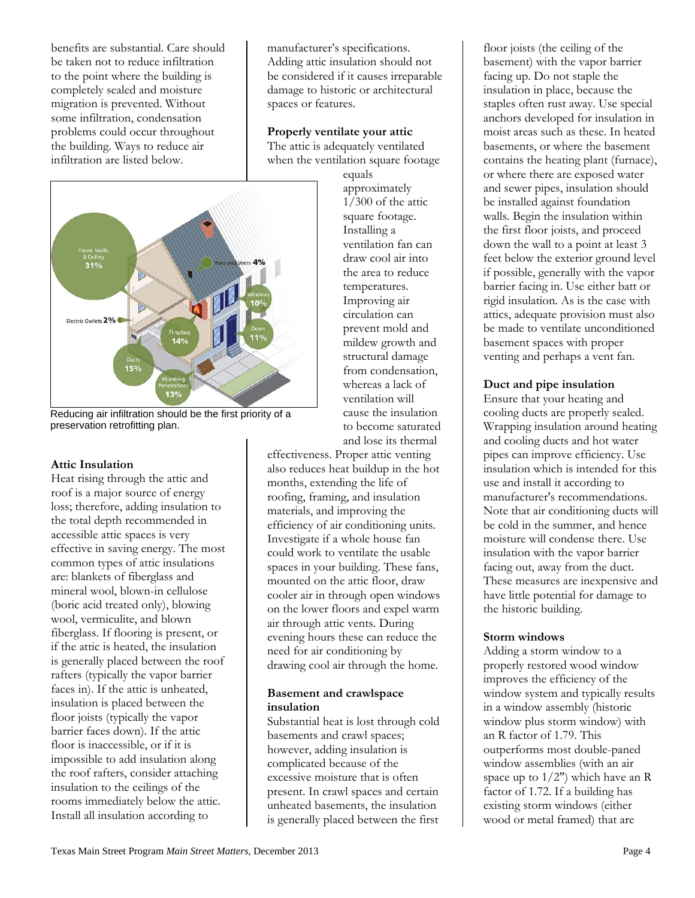benefits are substantial. Care should be taken not to reduce infiltration to the point where the building is completely sealed and moisture migration is prevented. Without some infiltration, condensation problems could occur throughout the building. Ways to reduce air infiltration are listed below.

Reducing air infiltration should be the first priority of a preservation retrofitting plan.

**Attic Insulation**

Heat rising through the attic and roof is a major source of energy loss; therefore, adding insulation to the total depth recommended in accessible attic spaces is very effective in saving energy. The most common types of attic insulations are: blankets of fiberglass and mineral wool, blown-in cellulose (boric acid treated only), blowing wool, vermiculite, and blown fiberglass. If flooring is present, or if the attic is heated, the insulation is generally placed between the roof rafters (typically the vapor barrier faces in). If the attic is unheated, insulation is placed between the floor joists (typically the vapor barrier faces down). If the attic floor is inaccessible, or if it is impossible to add insulation along the roof rafters, consider attaching insulation to the ceilings of the rooms immediately below the attic. Install all insulation according to manufacturer's specifications. Adding attic insulation should not be considered if it causes irreparable damage to historic or architectural spaces or features.

**Properly ventilate your attic**

The attic is adequately ventilated when the ventilation square footage equals approximately 1/300 of the attic square footage. Installing a ventilation fan can draw cool air into the area to reduce temperatures. Improving air circulation can prevent mold and mildew growth and structural damage from condensation, whereas a lack of ventilation will cause the insulation to become saturated and lose its thermal effectiveness. Proper attic venting also reduces heat buildup in the hot months, extending the life of roofing, framing, and insulation materials, and improving the efficiency of air conditioning units. Investigate if a whole house fan could work to ventilate the usable spaces in your building. These fans, mounted on the attic floor, draw cooler air in through open windows on the lower floors and expel warm air through attic vents. During evening hours these can reduce the need for air conditioning by drawing cool air through the home.

**Basement and crawlspace insulation**

Substantial heat is lost through cold basements and crawl spaces; however, adding insulation is complicated because of the excessive moisture that is often present. In crawl spaces and certain unheated basements, the insulation is generally placed between the first floor joists (the ceiling of the basement) with the vapor barrier facing up. Do not staple the insulation in place, because the staples often rust away. Use special anchors developed for insulation in moist areas such as these. In heated basements, or where the basement contains the heating plant (furnace), or where there are exposed water and sewer pipes, insulation should be installed against foundation walls. Begin the insulation within the first floor joists, and proceed down the wall to a point at least 3 feet below the exterior ground level if possible, generally with the vapor barrier facing in. Use either batt or rigid insulation. As is the case with attics, adequate provision must also be made to ventilate unconditioned basement spaces with proper venting and perhaps a vent fan.

**Duct and pipe insulation**

Ensure that your heating and cooling ducts are properly sealed. Wrapping insulation around heating and cooling ducts and hot water pipes can improve efficiency. Use insulation which is intended for this use and install it according to manufacturer's recommendations. Note that air conditioning ducts will be cold in the summer, and hence moisture will condense there. Use insulation with the vapor barrier facing out, away from the duct. These measures are inexpensive and have little potential for damage to the historic building.

**Storm windows**

Adding a storm window to a properly restored wood window improves the efficiency of the window system and typically results in a window assembly (historic window plus storm window) with an R factor of 1.79. This outperforms most double-paned window assemblies (with an air space up to 1/2") which have an R factor of 1.72. If a building has existing storm windows (either wood or metal framed) that are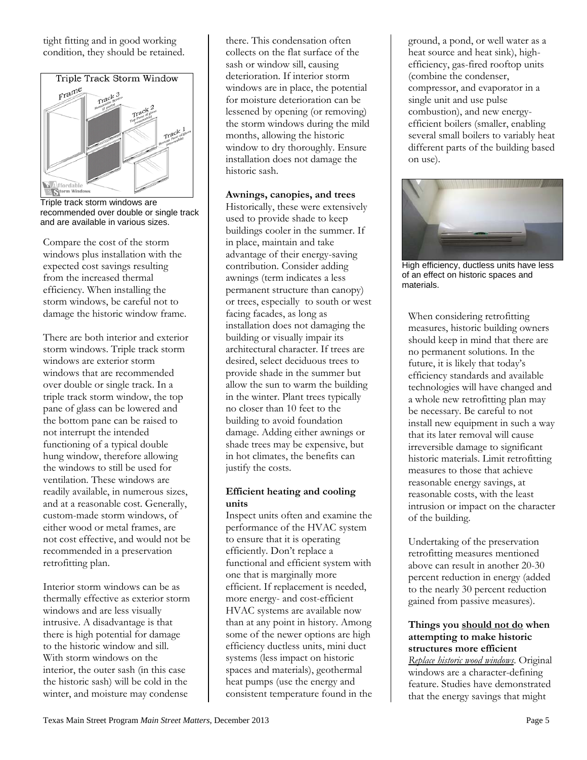tight fitting and in good working condition, they should be retained.

Triple track storm windows are recommended over double or single track and are available in various sizes.

Compare the cost of the storm windows plus installation with the expected cost savings resulting from the increased thermal efficiency. When installing the storm windows, be careful not to damage the historic window frame.

There are both interior and exterior storm windows. Triple track storm windows are exterior storm windows that are recommended over double or single track. In a triple track storm window, the top pane of glass can be lowered and the bottom pane can be raised to not interrupt the intended functioning of a typical double hung window, therefore allowing the windows to still be used for ventilation. These windows are readily available, in numerous sizes, and at a reasonable cost. Generally, custom-made storm windows, of either wood or metal frames, are not cost effective, and would not be recommended in a preservation retrofitting plan.

Interior storm windows can be as thermally effective as exterior storm windows and are less visually intrusive. A disadvantage is that there is high potential for damage to the historic window and sill. With storm windows on the interior, the outer sash (in this case the historic sash) will be cold in the winter, and moisture may condense there. This condensation often collects on the flat surface of the sash or window sill, causing deterioration. If interior storm windows are in place, the potential for moisture deterioration can be lessened by opening (or removing) the storm windows during the mild months, allowing the historic window to dry thoroughly. Ensure installation does not damage the historic sash.

**Awnings, canopies, and trees**

Historically, these were extensively used to provide shade to keep buildings cooler in the summer. If in place, maintain and take advantage of their energy-saving contribution. Consider adding awnings (term indicates a less permanent structure than canopy) or trees, especially to south or west facing facades, as long as installation does not damaging the building or visually impair its architectural character. If trees are desired, select deciduous trees to provide shade in the summer but allow the sun to warm the building in the winter. Plant trees typically no closer than 10 feet to the building to avoid foundation damage. Adding either awnings or shade trees may be expensive, but in hot climates, the benefits can justify the costs.

**Efficient heating and cooling units**

Inspect units often and examine the performance of the HVAC system to ensure that it is operating efficiently. Don't replace a functional and efficient system with one that is marginally more efficient. If replacement is needed, more energy- and cost-efficient HVAC systems are available now than at any point in history. Among some of the newer options are high efficiency ductless units, mini duct systems (less impact on historic spaces and materials), geothermal heat pumps (use the energy and consistent temperature found in the ground, a pond, or well water as a heat source and heat sink), high-efficiency, gas-fired rooftop units (combine the condenser, compressor, and evaporator in a single unit and use pulse combustion), and new energy-efficient boilers (smaller, enabling several small boilers to variably heat different parts of the building based on use).

High efficiency, ductless units have less of an effect on historic spaces and materials.

When considering retrofitting measures, historic building owners should keep in mind that there are no permanent solutions. In the future, it is likely that today's efficiency standards and available technologies will have changed and a whole new retrofitting plan may be necessary. Be careful to not install new equipment in such a way that its later removal will cause irreversible damage to significant historic materials. Limit retrofitting measures to those that achieve reasonable energy savings, at reasonable costs, with the least intrusion or impact on the character of the building.

Undertaking of the preservation retrofitting measures mentioned above can result in another 20-30 percent reduction in energy (added to the nearly 30 percent reduction gained from passive measures).

**Things you should not do when attempting to make historic structures more efficient**

*Replace historic wood windows*. Original windows are a character-defining feature. Studies have demonstrated that the energy savings that might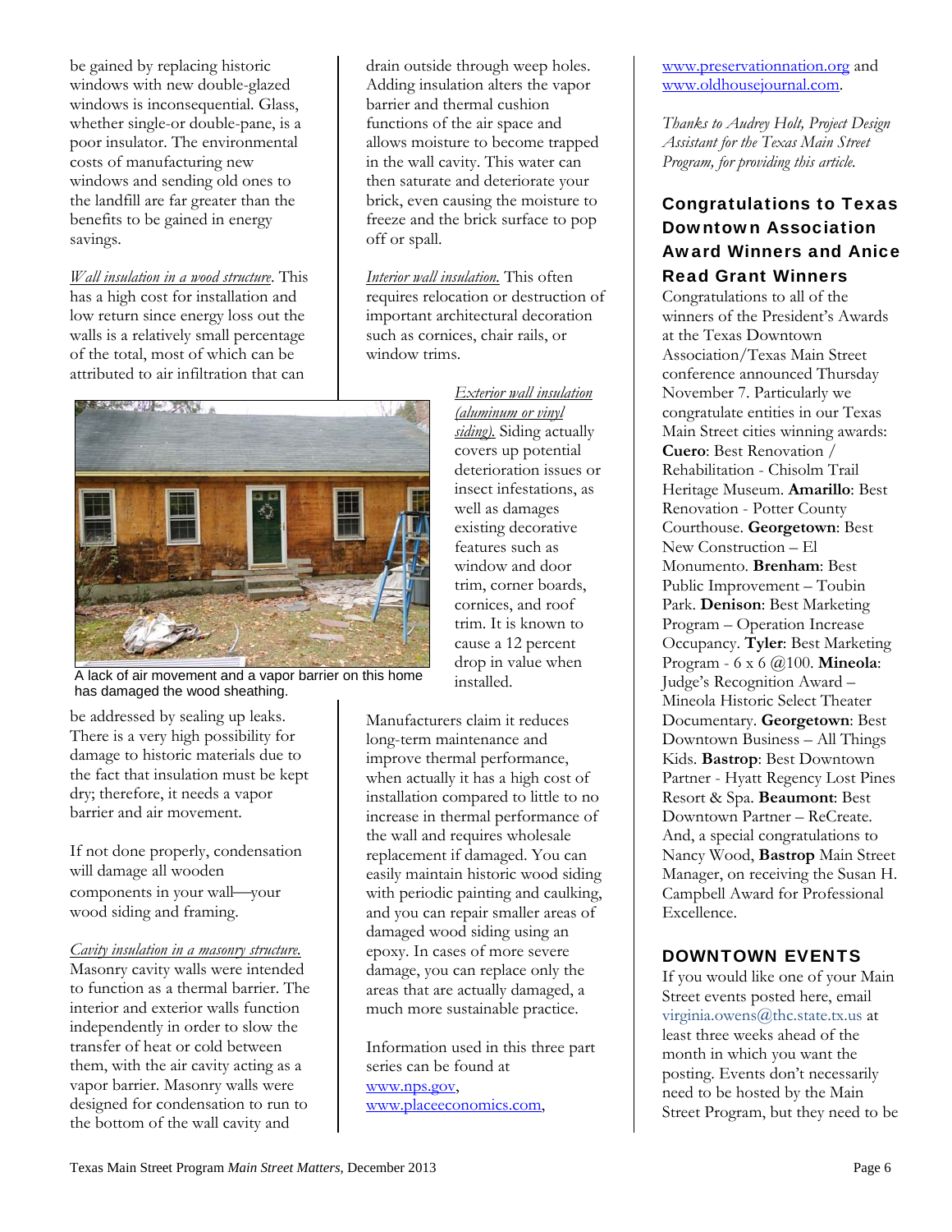be gained by replacing historic windows with new double-glazed windows is inconsequential. Glass, whether single-or double-pane, is a poor insulator. The environmental costs of manufacturing new windows and sending old ones to the landfill are far greater than the benefits to be gained in energy savings.

*Wall insulation in a wood structure*. This has a high cost for installation and low return since energy loss out the walls is a relatively small percentage of the total, most of which can be attributed to air infiltration that can be addressed by sealing up leaks. There is a very high possibility for damage to historic materials due to the fact that insulation must be kept dry; therefore, it needs a vapor barrier and air movement.

A lack of air movement and a vapor barrier on this home has damaged the wood sheathing.

If not done properly, condensation will damage all wooden components in your wall—your wood siding and framing.

*Cavity insulation in a masonry structure.* Masonry cavity walls were intended to function as a thermal barrier. The interior and exterior walls function independently in order to slow the transfer of heat or cold between them, with the air cavity acting as a vapor barrier. Masonry walls were designed for condensation to run to the bottom of the wall cavity and drain outside through weep holes. Adding insulation alters the vapor barrier and thermal cushion functions of the air space and allows moisture to become trapped in the wall cavity. This water can then saturate and deteriorate your brick, even causing the moisture to freeze and the brick surface to pop off or spall.

*Interior wall insulation.* This often requires relocation or destruction of important architectural decoration such as cornices, chair rails, or window trims.

*Exterior wall insulation (aluminum or vinyl siding).* Siding actually covers up potential deterioration issues or insect infestations, as well as damages existing decorative features such as window and door trim, corner boards, cornices, and roof trim. It is known to cause a 12 percent drop in value when installed.

Manufacturers claim it reduces long-term maintenance and improve thermal performance, when actually it has a high cost of installation compared to little to no increase in thermal performance of the wall and requires wholesale replacement if damaged. You can easily maintain historic wood siding with periodic painting and caulking, and you can repair smaller areas of damaged wood siding using an epoxy. In cases of more severe damage, you can replace only the areas that are actually damaged, a much more sustainable practice.

Information used in this three part series can be found at www.nps.gov, www.placeeconomics.com, www.preservationnation.org and www.oldhousejournal.com.

*Thanks to Audrey Holt, Project Design Assistant for the Texas Main Street Program, for providing this article.*

## Congratulations to Texas Downtown Association Award Winners and Anice Read Grant Winners

Congratulations to all of the winners of the President's Awards at the Texas Downtown Association/Texas Main Street conference announced Thursday November 7. Particularly we congratulate entities in our Texas Main Street cities winning awards: **Cuero**: Best Renovation / Rehabilitation - Chisolm Trail Heritage Museum. **Amarillo**: Best Renovation - Potter County Courthouse. **Georgetown**: Best New Construction – El Monumento. **Brenham**: Best Public Improvement – Toubin Park. **Denison**: Best Marketing Program – Operation Increase Occupancy. **Tyler**: Best Marketing Program - 6 x 6 @100. **Mineola**: Judge's Recognition Award – Mineola Historic Select Theater Documentary. **Georgetown**: Best Downtown Business – All Things Kids. **Bastrop**: Best Downtown Partner - Hyatt Regency Lost Pines Resort & Spa. **Beaumont**: Best Downtown Partner – ReCreate. And, a special congratulations to Nancy Wood, **Bastrop** Main Street Manager, on receiving the Susan H. Campbell Award for Professional Excellence.

## DOWNTOWN EVENTS

If you would like one of your Main Street events posted here, email virginia.owens@thc.state.tx.us at least three weeks ahead of the month in which you want the posting. Events don't necessarily need to be hosted by the Main Street Program, but they need to be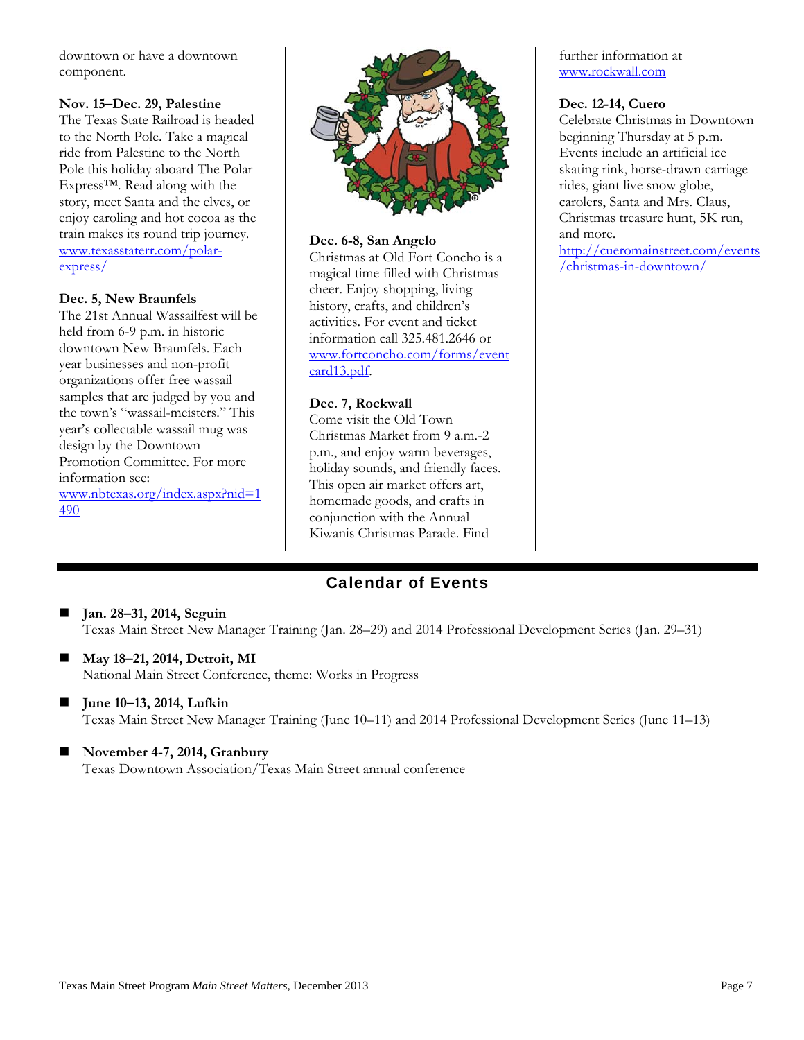downtown or have a downtown component.

**Nov. 15–Dec. 29, Palestine**
The Texas State Railroad is headed to the North Pole. Take a magical ride from Palestine to the North Pole this holiday aboard The Polar Express™. Read along with the story, meet Santa and the elves, or enjoy caroling and hot cocoa as the train makes its round trip journey. [www.texasstaterr.com/polar-express/](www.texasstaterr.com/polar-express/)

**Dec. 5, New Braunfels**
The 21st Annual Wassailfest will be held from 6-9 p.m. in historic downtown New Braunfels. Each year businesses and non-profit organizations offer free wassail samples that are judged by you and the town's "wassail-meisters." This year's collectable wassail mug was design by the Downtown Promotion Committee. For more information see: [www.nbtexas.org/index.aspx?nid=1490](www.nbtexas.org/index.aspx?nid=1490)

**Dec. 6-8, San Angelo**
Christmas at Old Fort Concho is a magical time filled with Christmas cheer. Enjoy shopping, living history, crafts, and children's activities. For event and ticket information call 325.481.2646 or [www.fortconcho.com/forms/eventcard13.pdf](www.fortconcho.com/forms/eventcard13.pdf).

**Dec. 7, Rockwall**
Come visit the Old Town Christmas Market from 9 a.m.-2 p.m., and enjoy warm beverages, holiday sounds, and friendly faces. This open air market offers art, homemade goods, and crafts in conjunction with the Annual Kiwanis Christmas Parade. Find further information at [www.rockwall.com](www.rockwall.com)

**Dec. 12-14, Cuero**
Celebrate Christmas in Downtown beginning Thursday at 5 p.m. Events include an artificial ice skating rink, horse-drawn carriage rides, giant live snow globe, carolers, Santa and Mrs. Claus, Christmas treasure hunt, 5K run, and more. [http://cueromainstreet.com/events/christmas-in-downtown/](http://cueromainstreet.com/events/christmas-in-downtown/)

## Calendar of Events

- **Jan. 28–31, 2014, Seguin**
  Texas Main Street New Manager Training (Jan. 28–29) and 2014 Professional Development Series (Jan. 29–31)
- **May 18–21, 2014, Detroit, MI**
  National Main Street Conference, theme: Works in Progress
- **June 10–13, 2014, Lufkin**
  Texas Main Street New Manager Training (June 10–11) and 2014 Professional Development Series (June 11–13)
- **November 4-7, 2014, Granbury**
  Texas Downtown Association/Texas Main Street annual conference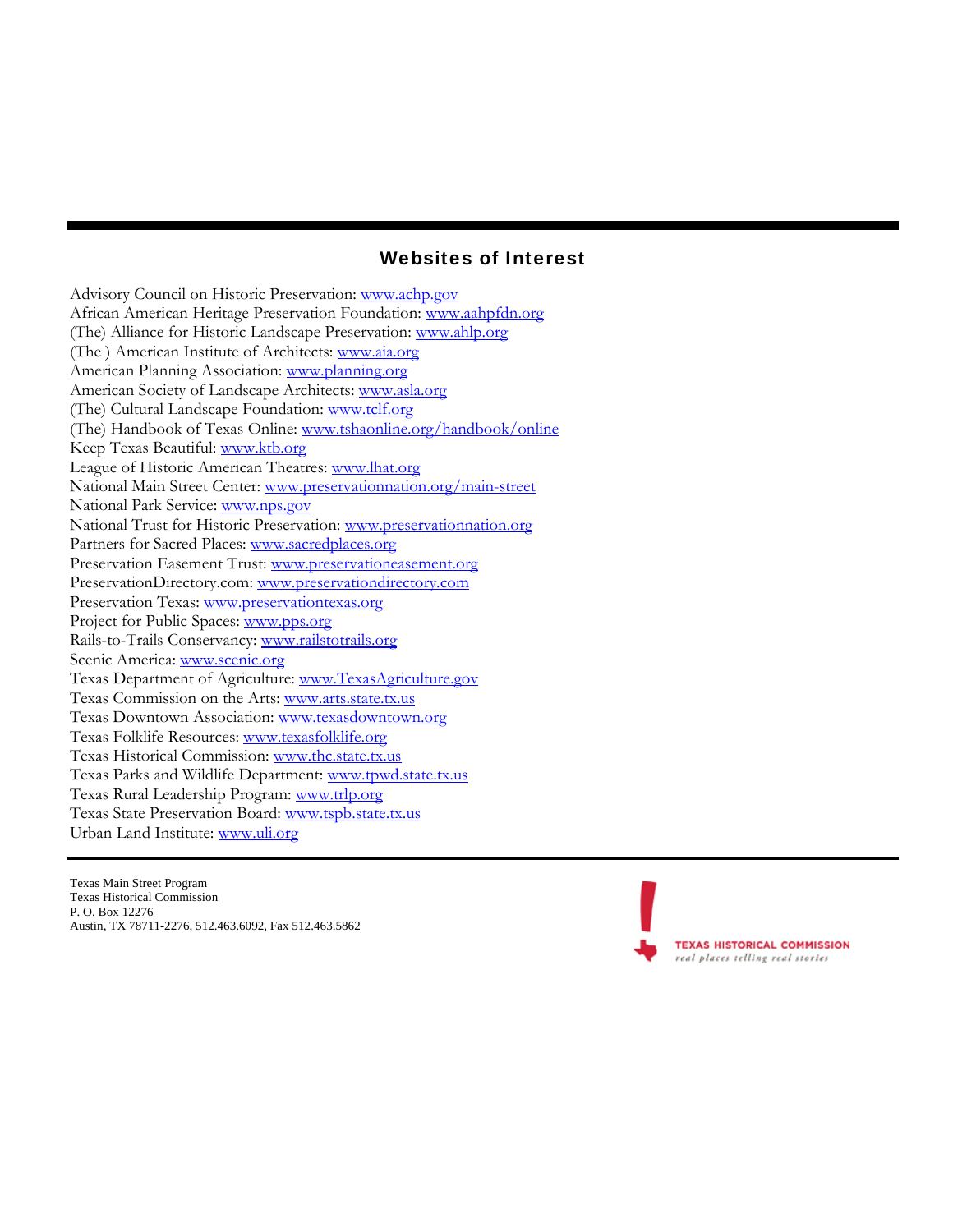## Websites of Interest

Advisory Council on Historic Preservation: www.achp.gov
African American Heritage Preservation Foundation: www.aahpfdn.org
(The) Alliance for Historic Landscape Preservation: www.ahlp.org
(The ) American Institute of Architects: www.aia.org
American Planning Association: www.planning.org
American Society of Landscape Architects: www.asla.org
(The) Cultural Landscape Foundation: www.tclf.org
(The) Handbook of Texas Online: www.tshaonline.org/handbook/online
Keep Texas Beautiful: www.ktb.org
League of Historic American Theatres: www.lhat.org
National Main Street Center: www.preservationnation.org/main-street
National Park Service: www.nps.gov
National Trust for Historic Preservation: www.preservationnation.org
Partners for Sacred Places: www.sacredplaces.org
Preservation Easement Trust: www.preservationeasement.org
PreservationDirectory.com: www.preservationdirectory.com
Preservation Texas: www.preservationtexas.org
Project for Public Spaces: www.pps.org
Rails-to-Trails Conservancy: www.railstotrails.org
Scenic America: www.scenic.org
Texas Department of Agriculture: www.TexasAgriculture.gov
Texas Commission on the Arts: www.arts.state.tx.us
Texas Downtown Association: www.texasdowntown.org
Texas Folklife Resources: www.texasfolklife.org
Texas Historical Commission: www.thc.state.tx.us
Texas Parks and Wildlife Department: www.tpwd.state.tx.us
Texas Rural Leadership Program: www.trlp.org
Texas State Preservation Board: www.tspb.state.tx.us
Urban Land Institute: www.uli.org

Texas Main Street Program
Texas Historical Commission
P. O. Box 12276
Austin, TX 78711-2276, 512.463.6092, Fax 512.463.5862

TEXAS HISTORICAL COMMISSION
*real places telling real stories*